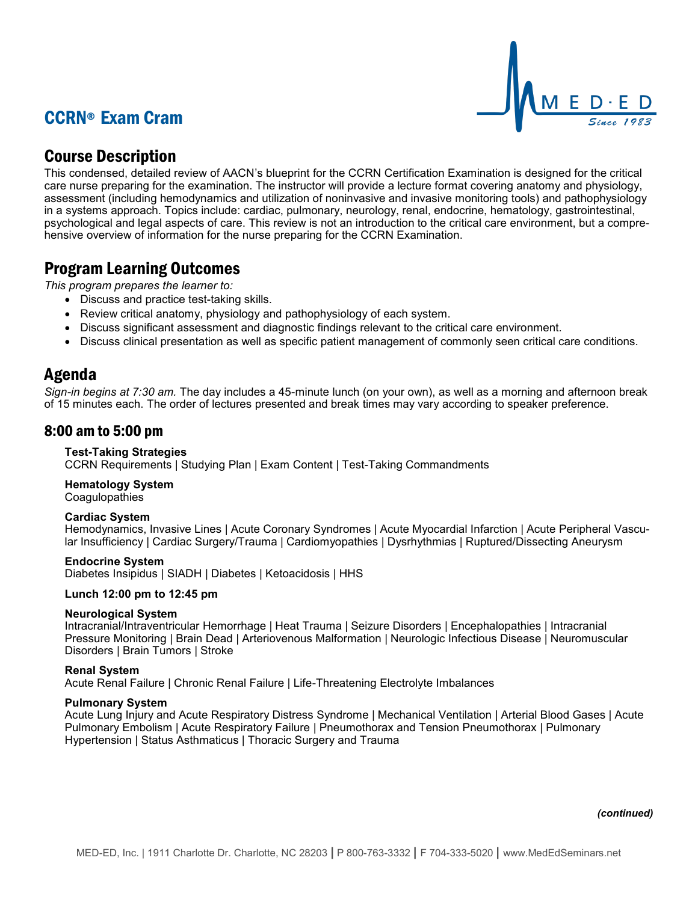# CCRN® Exam Cram

## Course Description

This condensed, detailed review of AACN's blueprint for the CCRN Certification Examination is designed for the critical care nurse preparing for the examination. The instructor will provide a lecture format covering anatomy and physiology, assessment (including hemodynamics and utilization of noninvasive and invasive monitoring tools) and pathophysiology in a systems approach. Topics include: cardiac, pulmonary, neurology, renal, endocrine, hematology, gastrointestinal, psychological and legal aspects of care. This review is not an introduction to the critical care environment, but a comprehensive overview of information for the nurse preparing for the CCRN Examination.

## Program Learning Outcomes

*This program prepares the learner to:*

- Discuss and practice test-taking skills.
- Review critical anatomy, physiology and pathophysiology of each system.
- Discuss significant assessment and diagnostic findings relevant to the critical care environment.
- Discuss clinical presentation as well as specific patient management of commonly seen critical care conditions.

## Agenda

*Sign-in begins at 7:30 am.* The day includes a 45-minute lunch (on your own), as well as a morning and afternoon break of 15 minutes each. The order of lectures presented and break times may vary according to speaker preference.

### 8:00 am to 5:00 pm

**Test-Taking Strategies**
CCRN Requirements | Studying Plan | Exam Content | Test-Taking Commandments

**Hematology System**
Coagulopathies

**Cardiac System**
Hemodynamics, Invasive Lines | Acute Coronary Syndromes | Acute Myocardial Infarction | Acute Peripheral Vascular Insufficiency | Cardiac Surgery/Trauma | Cardiomyopathies | Dysrhythmias | Ruptured/Dissecting Aneurysm

**Endocrine System**
Diabetes Insipidus | SIADH | Diabetes | Ketoacidosis | HHS

**Lunch 12:00 pm to 12:45 pm**

**Neurological System**
Intracranial/Intraventricular Hemorrhage | Heat Trauma | Seizure Disorders | Encephalopathies | Intracranial Pressure Monitoring | Brain Dead | Arteriovenous Malformation | Neurologic Infectious Disease | Neuromuscular Disorders | Brain Tumors | Stroke

**Renal System**
Acute Renal Failure | Chronic Renal Failure | Life-Threatening Electrolyte Imbalances

**Pulmonary System**
Acute Lung Injury and Acute Respiratory Distress Syndrome | Mechanical Ventilation | Arterial Blood Gases | Acute Pulmonary Embolism | Acute Respiratory Failure | Pneumothorax and Tension Pneumothorax | Pulmonary Hypertension | Status Asthmaticus | Thoracic Surgery and Trauma

***(continued)***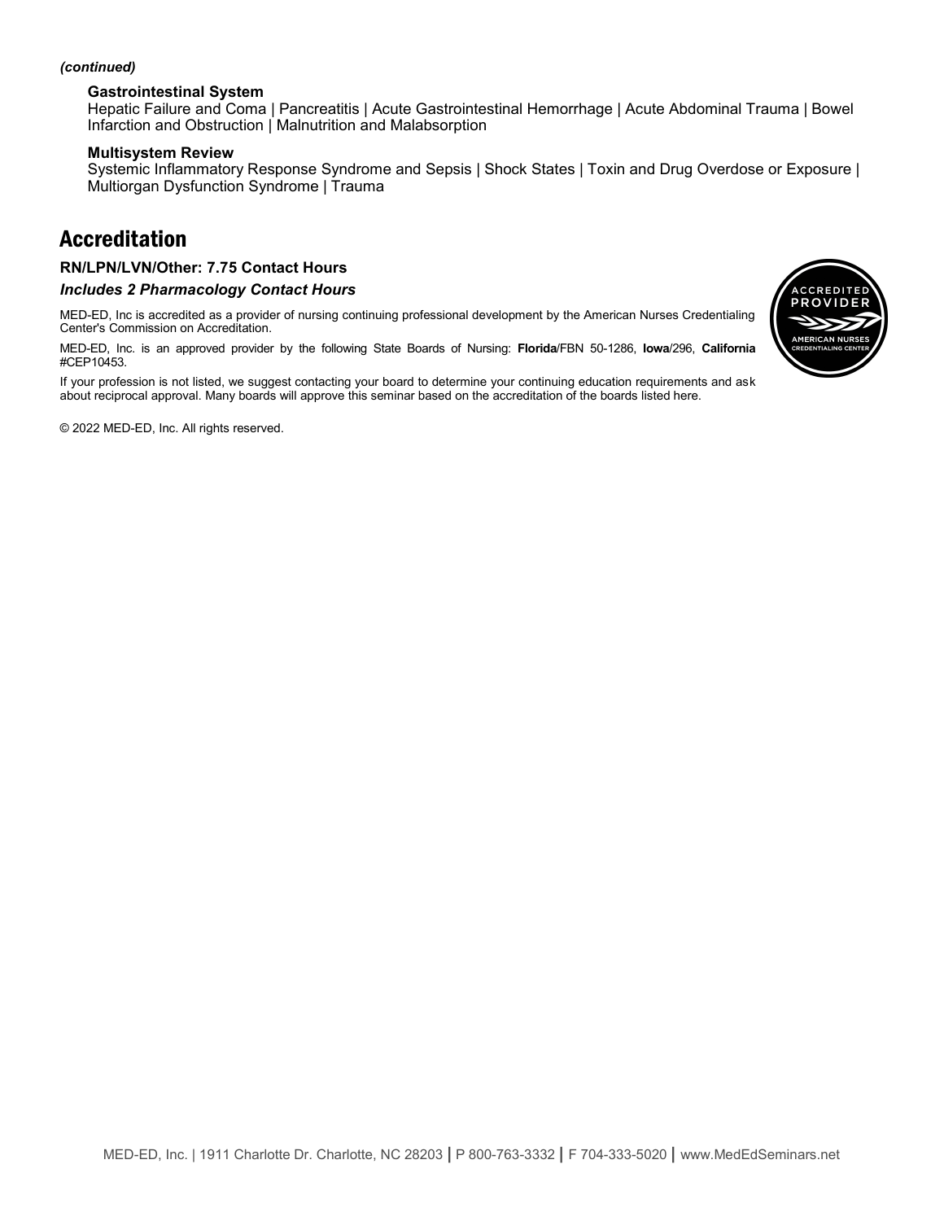*(continued)*

**Gastrointestinal System**
Hepatic Failure and Coma | Pancreatitis | Acute Gastrointestinal Hemorrhage | Acute Abdominal Trauma | Bowel Infarction and Obstruction | Malnutrition and Malabsorption

**Multisystem Review**
Systemic Inflammatory Response Syndrome and Sepsis | Shock States | Toxin and Drug Overdose or Exposure | Multiorgan Dysfunction Syndrome | Trauma

## Accreditation

**RN/LPN/LVN/Other: 7.75 Contact Hours**

***Includes 2 Pharmacology Contact Hours***

MED-ED, Inc is accredited as a provider of nursing continuing professional development by the American Nurses Credentialing Center's Commission on Accreditation.

MED-ED, Inc. is an approved provider by the following State Boards of Nursing: **Florida**/FBN 50-1286, **Iowa**/296, **California** #CEP10453.

If your profession is not listed, we suggest contacting your board to determine your continuing education requirements and ask about reciprocal approval. Many boards will approve this seminar based on the accreditation of the boards listed here.

© 2022 MED-ED, Inc. All rights reserved.

MED-ED, Inc. | 1911 Charlotte Dr. Charlotte, NC 28203 | P 800-763-3332 | F 704-333-5020 | www.MedEdSeminars.net